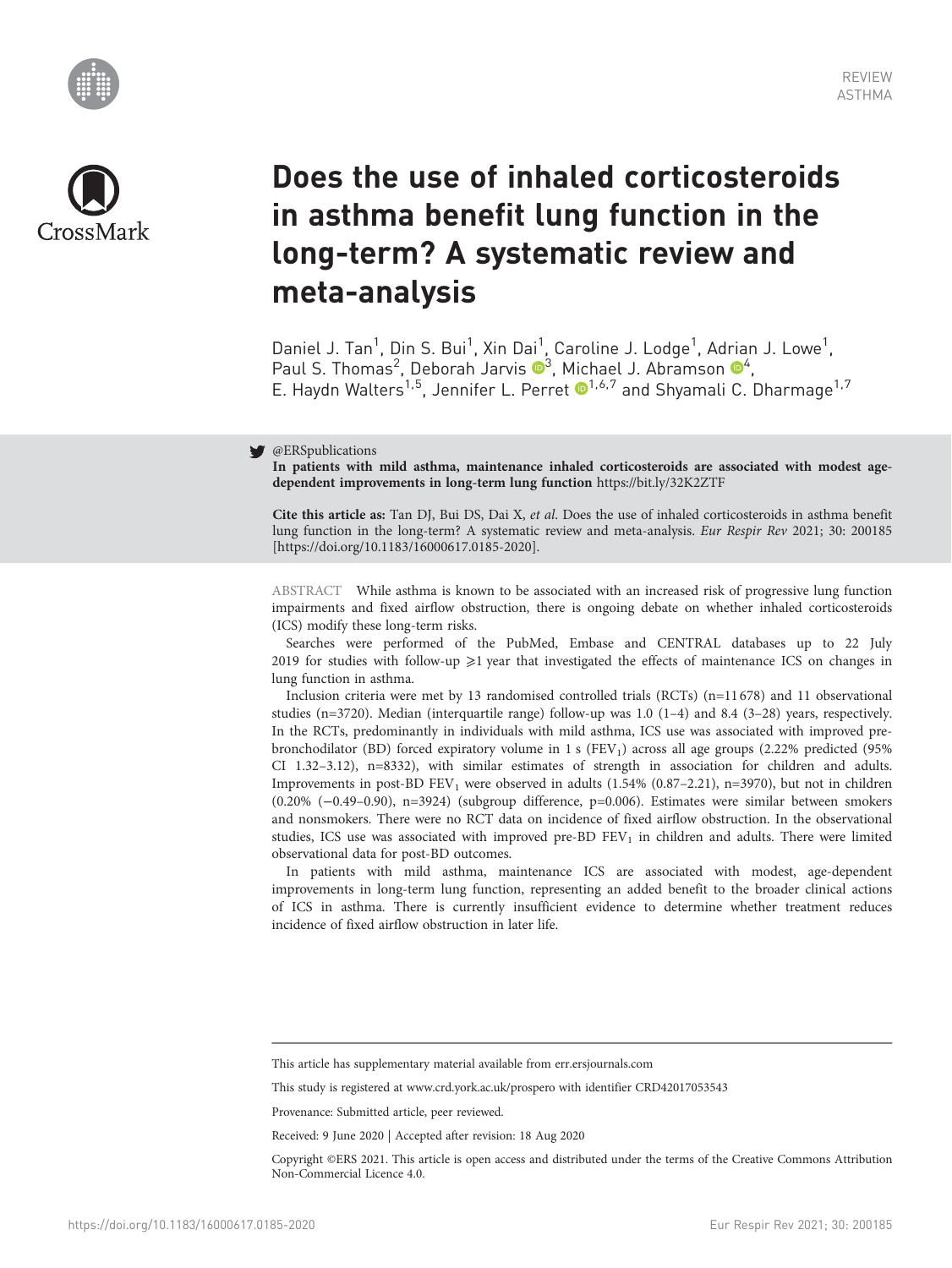REVIEW
ASTHMA

# Does the use of inhaled corticosteroids in asthma benefit lung function in the long-term? A systematic review and meta-analysis

Daniel J. Tan[1], Din S. Bui[1], Xin Dai[1], Caroline J. Lodge[1], Adrian J. Lowe[1], Paul S. Thomas[2], Deborah Jarvis[3], Michael J. Abramson[4], E. Haydn Walters[1,5], Jennifer L. Perret[1,6,7] and Shyamali C. Dharmage[1,7]

@ERSpublications

**In patients with mild asthma, maintenance inhaled corticosteroids are associated with modest age-dependent improvements in long-term lung function** https://bit.ly/32K2ZTF

**Cite this article as:** Tan DJ, Bui DS, Dai X, *et al*. Does the use of inhaled corticosteroids in asthma benefit lung function in the long-term? A systematic review and meta-analysis. *Eur Respir Rev* 2021; 30: 200185 [https://doi.org/10.1183/16000617.0185-2020].

ABSTRACT While asthma is known to be associated with an increased risk of progressive lung function impairments and fixed airflow obstruction, there is ongoing debate on whether inhaled corticosteroids (ICS) modify these long-term risks.

Searches were performed of the PubMed, Embase and CENTRAL databases up to 22 July 2019 for studies with follow-up ⩾1 year that investigated the effects of maintenance ICS on changes in lung function in asthma.

Inclusion criteria were met by 13 randomised controlled trials (RCTs) (n=11 678) and 11 observational studies (n=3720). Median (interquartile range) follow-up was 1.0 (1–4) and 8.4 (3–28) years, respectively. In the RCTs, predominantly in individuals with mild asthma, ICS use was associated with improved pre-bronchodilator (BD) forced expiratory volume in 1 s ($FEV_1$) across all age groups (2.22% predicted (95% CI 1.32–3.12), n=8332), with similar estimates of strength in association for children and adults. Improvements in post-BD $FEV_1$ were observed in adults (1.54% (0.87–2.21), n=3970), but not in children (0.20% (−0.49–0.90), n=3924) (subgroup difference, p=0.006). Estimates were similar between smokers and nonsmokers. There were no RCT data on incidence of fixed airflow obstruction. In the observational studies, ICS use was associated with improved pre-BD $FEV_1$ in children and adults. There were limited observational data for post-BD outcomes.

In patients with mild asthma, maintenance ICS are associated with modest, age-dependent improvements in long-term lung function, representing an added benefit to the broader clinical actions of ICS in asthma. There is currently insufficient evidence to determine whether treatment reduces incidence of fixed airflow obstruction in later life.

This article has supplementary material available from err.ersjournals.com

This study is registered at www.crd.york.ac.uk/prospero with identifier CRD42017053543

Provenance: Submitted article, peer reviewed.

Received: 9 June 2020 | Accepted after revision: 18 Aug 2020

Copyright ©ERS 2021. This article is open access and distributed under the terms of the Creative Commons Attribution Non-Commercial Licence 4.0.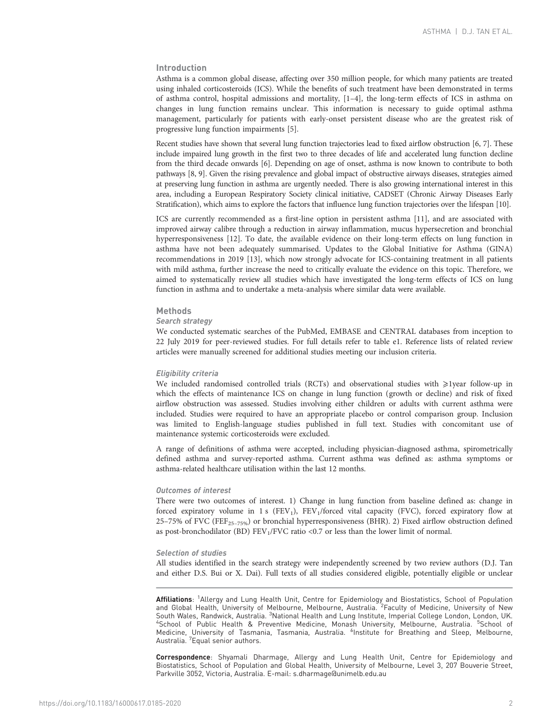## Introduction

Asthma is a common global disease, affecting over 350 million people, for which many patients are treated using inhaled corticosteroids (ICS). While the benefits of such treatment have been demonstrated in terms of asthma control, hospital admissions and mortality, [1–4], the long-term effects of ICS in asthma on changes in lung function remains unclear. This information is necessary to guide optimal asthma management, particularly for patients with early-onset persistent disease who are the greatest risk of progressive lung function impairments [5].

Recent studies have shown that several lung function trajectories lead to fixed airflow obstruction [6, 7]. These include impaired lung growth in the first two to three decades of life and accelerated lung function decline from the third decade onwards [6]. Depending on age of onset, asthma is now known to contribute to both pathways [8, 9]. Given the rising prevalence and global impact of obstructive airways diseases, strategies aimed at preserving lung function in asthma are urgently needed. There is also growing international interest in this area, including a European Respiratory Society clinical initiative, CADSET (Chronic Airway Diseases Early Stratification), which aims to explore the factors that influence lung function trajectories over the lifespan [10].

ICS are currently recommended as a first-line option in persistent asthma [11], and are associated with improved airway calibre through a reduction in airway inflammation, mucus hypersecretion and bronchial hyperresponsiveness [12]. To date, the available evidence on their long-term effects on lung function in asthma have not been adequately summarised. Updates to the Global Initiative for Asthma (GINA) recommendations in 2019 [13], which now strongly advocate for ICS-containing treatment in all patients with mild asthma, further increase the need to critically evaluate the evidence on this topic. Therefore, we aimed to systematically review all studies which have investigated the long-term effects of ICS on lung function in asthma and to undertake a meta-analysis where similar data were available.

## Methods

### Search strategy

We conducted systematic searches of the PubMed, EMBASE and CENTRAL databases from inception to 22 July 2019 for peer-reviewed studies. For full details refer to table e1. Reference lists of related review articles were manually screened for additional studies meeting our inclusion criteria.

### Eligibility criteria

We included randomised controlled trials (RCTs) and observational studies with ⩾1year follow-up in which the effects of maintenance ICS on change in lung function (growth or decline) and risk of fixed airflow obstruction was assessed. Studies involving either children or adults with current asthma were included. Studies were required to have an appropriate placebo or control comparison group. Inclusion was limited to English-language studies published in full text. Studies with concomitant use of maintenance systemic corticosteroids were excluded.

A range of definitions of asthma were accepted, including physician-diagnosed asthma, spirometrically defined asthma and survey-reported asthma. Current asthma was defined as: asthma symptoms or asthma-related healthcare utilisation within the last 12 months.

### Outcomes of interest

There were two outcomes of interest. 1) Change in lung function from baseline defined as: change in forced expiratory volume in 1 s ($FEV_1$), $FEV_1$/forced vital capacity (FVC), forced expiratory flow at 25–75% of FVC ($FEF_{25-75\%}$) or bronchial hyperresponsiveness (BHR). 2) Fixed airflow obstruction defined as post-bronchodilator (BD) $FEV_1$/FVC ratio <0.7 or less than the lower limit of normal.

### Selection of studies

All studies identified in the search strategy were independently screened by two review authors (D.J. Tan and either D.S. Bui or X. Dai). Full texts of all studies considered eligible, potentially eligible or unclear

**Affiliations**: [1]Allergy and Lung Health Unit, Centre for Epidemiology and Biostatistics, School of Population and Global Health, University of Melbourne, Melbourne, Australia. [2]Faculty of Medicine, University of New South Wales, Randwick, Australia. [3]National Health and Lung Institute, Imperial College London, London, UK. [4]School of Public Health & Preventive Medicine, Monash University, Melbourne, Australia. [5]School of Medicine, University of Tasmania, Tasmania, Australia. [6]Institute for Breathing and Sleep, Melbourne, Australia. [7]Equal senior authors.

**Correspondence**: Shyamali Dharmage, Allergy and Lung Health Unit, Centre for Epidemiology and Biostatistics, School of Population and Global Health, University of Melbourne, Level 3, 207 Bouverie Street, Parkville 3052, Victoria, Australia. E-mail: s.dharmage@unimelb.edu.au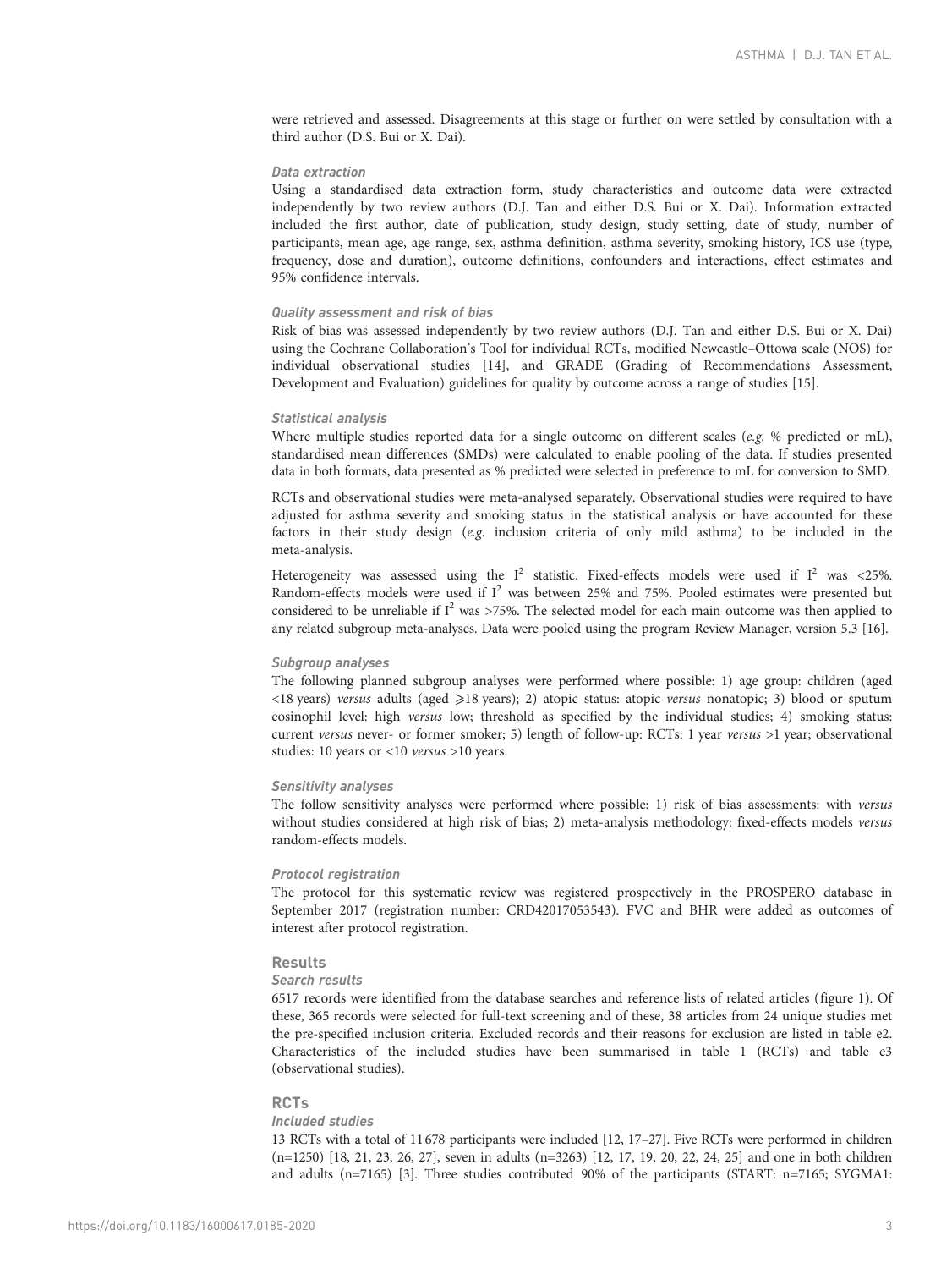were retrieved and assessed. Disagreements at this stage or further on were settled by consultation with a third author (D.S. Bui or X. Dai).

#### *Data extraction*

Using a standardised data extraction form, study characteristics and outcome data were extracted independently by two review authors (D.J. Tan and either D.S. Bui or X. Dai). Information extracted included the first author, date of publication, study design, study setting, date of study, number of participants, mean age, age range, sex, asthma definition, asthma severity, smoking history, ICS use (type, frequency, dose and duration), outcome definitions, confounders and interactions, effect estimates and 95% confidence intervals.

#### *Quality assessment and risk of bias*

Risk of bias was assessed independently by two review authors (D.J. Tan and either D.S. Bui or X. Dai) using the Cochrane Collaboration's Tool for individual RCTs, modified Newcastle–Ottowa scale (NOS) for individual observational studies [14], and GRADE (Grading of Recommendations Assessment, Development and Evaluation) guidelines for quality by outcome across a range of studies [15].

#### *Statistical analysis*

Where multiple studies reported data for a single outcome on different scales (*e.g.* % predicted or mL), standardised mean differences (SMDs) were calculated to enable pooling of the data. If studies presented data in both formats, data presented as % predicted were selected in preference to mL for conversion to SMD.

RCTs and observational studies were meta-analysed separately. Observational studies were required to have adjusted for asthma severity and smoking status in the statistical analysis or have accounted for these factors in their study design (*e.g.* inclusion criteria of only mild asthma) to be included in the meta-analysis.

Heterogeneity was assessed using the $I^2$ statistic. Fixed-effects models were used if $I^2$ was <25%. Random-effects models were used if $I^2$ was between 25% and 75%. Pooled estimates were presented but considered to be unreliable if $I^2$ was >75%. The selected model for each main outcome was then applied to any related subgroup meta-analyses. Data were pooled using the program Review Manager, version 5.3 [16].

#### *Subgroup analyses*

The following planned subgroup analyses were performed where possible: 1) age group: children (aged <18 years) *versus* adults (aged ⩾18 years); 2) atopic status: atopic *versus* nonatopic; 3) blood or sputum eosinophil level: high *versus* low; threshold as specified by the individual studies; 4) smoking status: current *versus* never- or former smoker; 5) length of follow-up: RCTs: 1 year *versus* >1 year; observational studies: 10 years or <10 *versus* >10 years.

#### *Sensitivity analyses*

The follow sensitivity analyses were performed where possible: 1) risk of bias assessments: with *versus* without studies considered at high risk of bias; 2) meta-analysis methodology: fixed-effects models *versus* random-effects models.

#### *Protocol registration*

The protocol for this systematic review was registered prospectively in the PROSPERO database in September 2017 (registration number: CRD42017053543). FVC and BHR were added as outcomes of interest after protocol registration.

## Results

#### *Search results*

6517 records were identified from the database searches and reference lists of related articles (figure 1). Of these, 365 records were selected for full-text screening and of these, 38 articles from 24 unique studies met the pre-specified inclusion criteria. Excluded records and their reasons for exclusion are listed in table e2. Characteristics of the included studies have been summarised in table 1 (RCTs) and table e3 (observational studies).

## RCTs

#### *Included studies*

13 RCTs with a total of 11 678 participants were included [12, 17–27]. Five RCTs were performed in children (n=1250) [18, 21, 23, 26, 27], seven in adults (n=3263) [12, 17, 19, 20, 22, 24, 25] and one in both children and adults (n=7165) [3]. Three studies contributed 90% of the participants (START: n=7165; SYGMA1: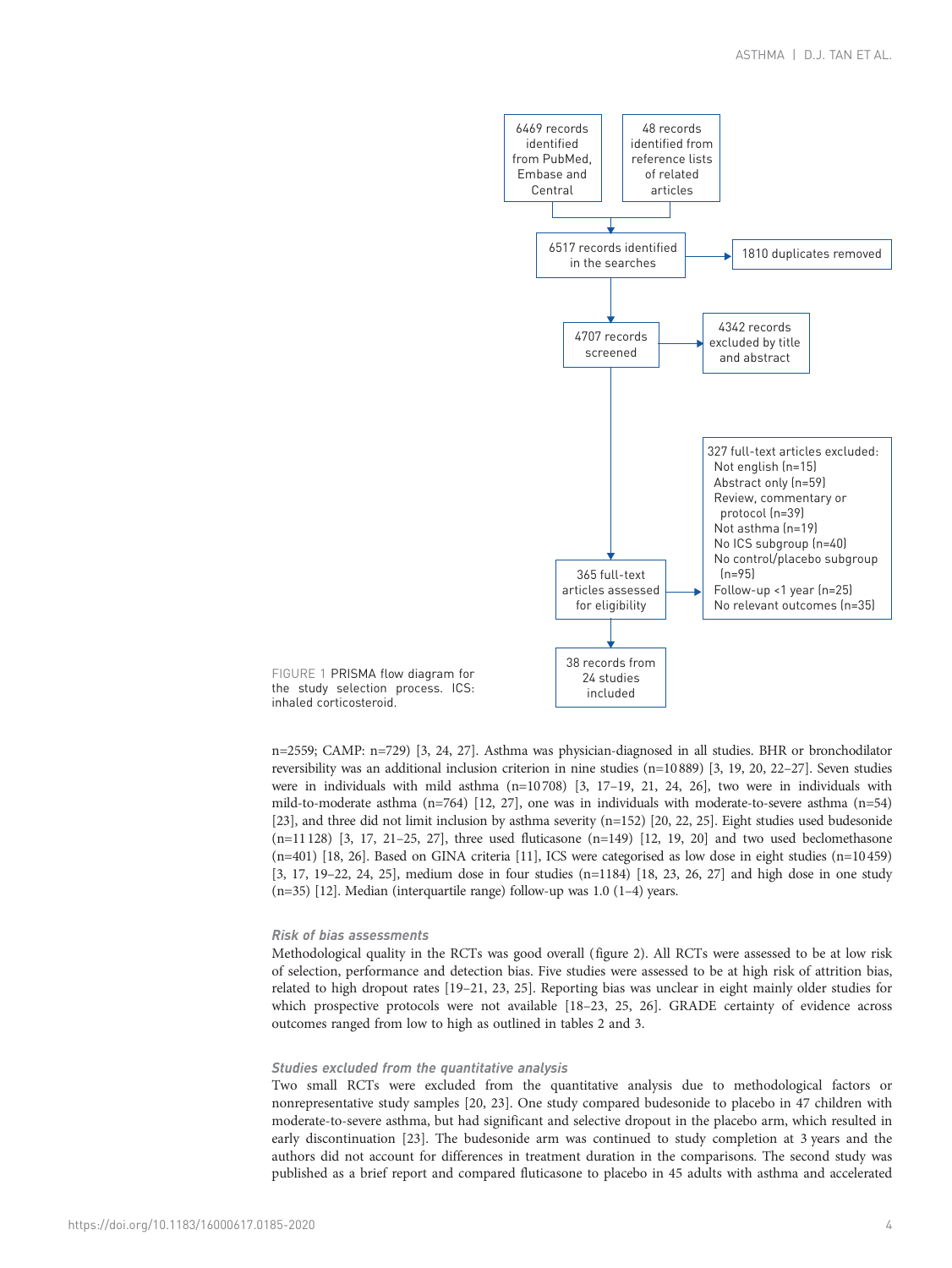6469 records identified from PubMed, Embase and Central

48 records identified from reference lists of related articles

6517 records identified in the searches

1810 duplicates removed

4707 records screened

4342 records excluded by title and abstract

365 full-text articles assessed for eligibility

327 full-text articles excluded:
- Not english (n=15)
- Abstract only (n=59)
- Review, commentary or protocol (n=39)
- Not asthma (n=19)
- No ICS subgroup (n=40)
- No control/placebo subgroup (n=95)
- Follow-up <1 year (n=25)
- No relevant outcomes (n=35)

38 records from 24 studies included

FIGURE 1 PRISMA flow diagram for the study selection process. ICS: inhaled corticosteroid.

n=2559; CAMP: n=729) [3, 24, 27]. Asthma was physician-diagnosed in all studies. BHR or bronchodilator reversibility was an additional inclusion criterion in nine studies (n=10 889) [3, 19, 20, 22–27]. Seven studies were in individuals with mild asthma (n=10 708) [3, 17–19, 21, 24, 26], two were in individuals with mild-to-moderate asthma (n=764) [12, 27], one was in individuals with moderate-to-severe asthma (n=54) [23], and three did not limit inclusion by asthma severity (n=152) [20, 22, 25]. Eight studies used budesonide (n=11 128) [3, 17, 21–25, 27], three used fluticasone (n=149) [12, 19, 20] and two used beclomethasone (n=401) [18, 26]. Based on GINA criteria [11], ICS were categorised as low dose in eight studies (n=10 459) [3, 17, 19–22, 24, 25], medium dose in four studies (n=1184) [18, 23, 26, 27] and high dose in one study (n=35) [12]. Median (interquartile range) follow-up was 1.0 (1–4) years.

### *Risk of bias assessments*

Methodological quality in the RCTs was good overall (figure 2). All RCTs were assessed to be at low risk of selection, performance and detection bias. Five studies were assessed to be at high risk of attrition bias, related to high dropout rates [19–21, 23, 25]. Reporting bias was unclear in eight mainly older studies for which prospective protocols were not available [18–23, 25, 26]. GRADE certainty of evidence across outcomes ranged from low to high as outlined in tables 2 and 3.

### *Studies excluded from the quantitative analysis*

Two small RCTs were excluded from the quantitative analysis due to methodological factors or nonrepresentative study samples [20, 23]. One study compared budesonide to placebo in 47 children with moderate-to-severe asthma, but had significant and selective dropout in the placebo arm, which resulted in early discontinuation [23]. The budesonide arm was continued to study completion at 3 years and the authors did not account for differences in treatment duration in the comparisons. The second study was published as a brief report and compared fluticasone to placebo in 45 adults with asthma and accelerated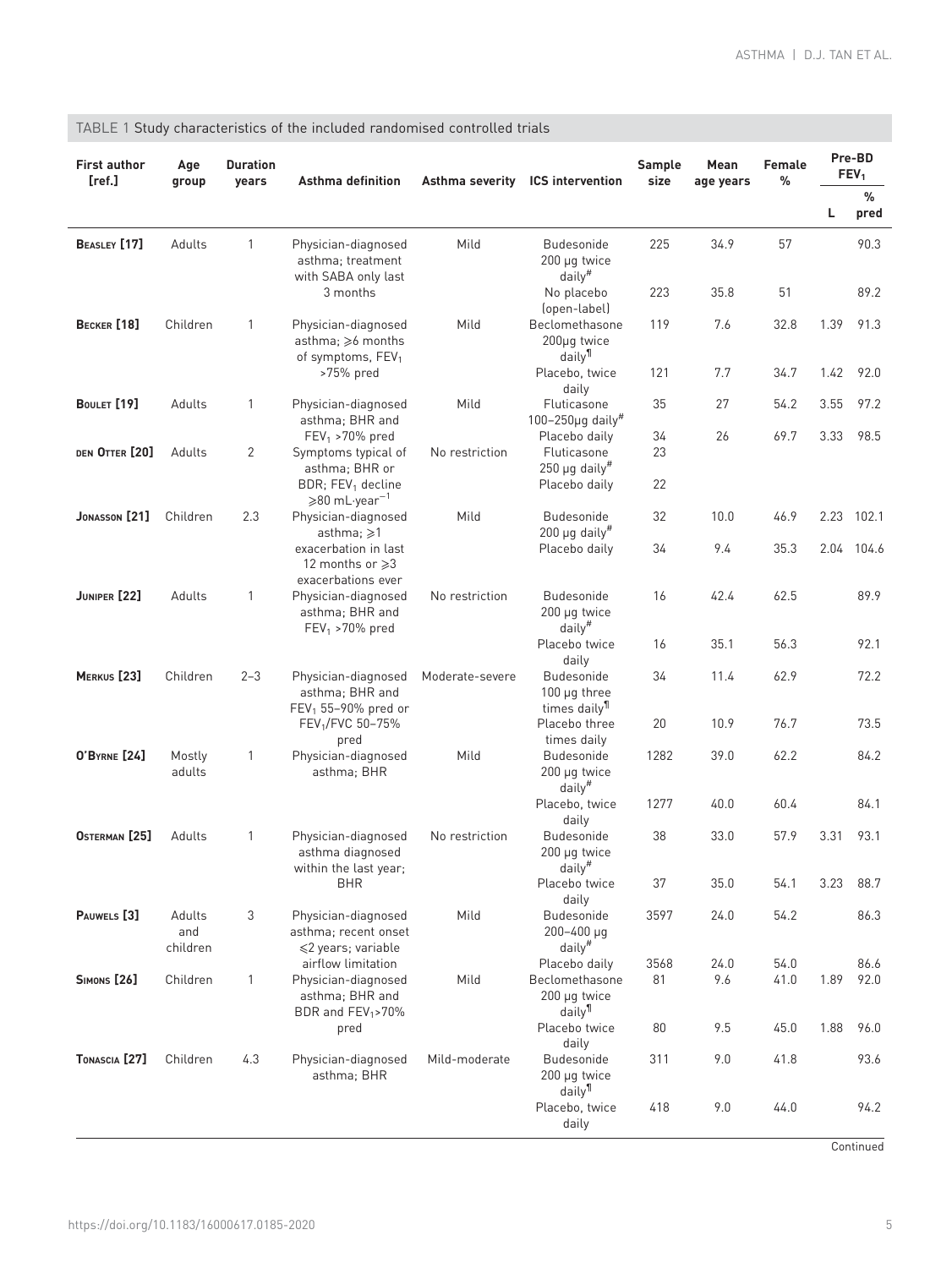TABLE 1 Study characteristics of the included randomised controlled trials

| First author [ref.] | Age group | Duration years | Asthma definition | Asthma severity | ICS intervention | Sample size | Mean age years | Female % | Pre-BD $FEV_1$ | |
|---|---|---|---|---|---|---|---|---|---|---|
| | | | | | | | | | L | % pred |
| **Beasley [17]** | Adults | 1 | Physician-diagnosed asthma; treatment with SABA only last 3 months | Mild | Budesonide 200 µg twice daily# | 225 | 34.9 | 57 | | 90.3 |
| | | | | | No placebo (open-label) | 223 | 35.8 | 51 | | 89.2 |
| **Becker [18]** | Children | 1 | Physician-diagnosed asthma; ⩾6 months of symptoms, $FEV_1$ >75% pred | Mild | Beclomethasone 200µg twice daily¶ | 119 | 7.6 | 32.8 | 1.39 | 91.3 |
| | | | | | Placebo, twice daily | 121 | 7.7 | 34.7 | 1.42 | 92.0 |
| **Boulet [19]** | Adults | 1 | Physician-diagnosed asthma; BHR and $FEV_1$ >70% pred | Mild | Fluticasone 100–250µg daily# | 35 | 27 | 54.2 | 3.55 | 97.2 |
| | | | | | Placebo daily | 34 | 26 | 69.7 | 3.33 | 98.5 |
| **den Otter [20]** | Adults | 2 | Symptoms typical of asthma; BHR or BDR; $FEV_1$ decline ⩾80 $mL \cdot year^{-1}$ | No restriction | Fluticasone 250 µg daily# | 23 | | | | |
| | | | | | Placebo daily | 22 | | | | |
| **Jonasson [21]** | Children | 2.3 | Physician-diagnosed asthma; ⩾1 exacerbation in last 12 months or ⩾3 exacerbations ever | Mild | Budesonide 200 µg daily# | 32 | 10.0 | 46.9 | 2.23 | 102.1 |
| | | | | | Placebo daily | 34 | 9.4 | 35.3 | 2.04 | 104.6 |
| **Juniper [22]** | Adults | 1 | Physician-diagnosed asthma; BHR and $FEV_1$ >70% pred | No restriction | Budesonide 200 µg twice daily# | 16 | 42.4 | 62.5 | | 89.9 |
| | | | | | Placebo twice daily | 16 | 35.1 | 56.3 | | 92.1 |
| **Merkus [23]** | Children | 2–3 | Physician-diagnosed asthma; BHR and $FEV_1$ 55–90% pred or $FEV_1$/FVC 50–75% pred | Moderate-severe | Budesonide 100 µg three times daily¶ | 34 | 11.4 | 62.9 | | 72.2 |
| | | | | | Placebo three times daily | 20 | 10.9 | 76.7 | | 73.5 |
| **O'Byrne [24]** | Mostly adults | 1 | Physician-diagnosed asthma; BHR | Mild | Budesonide 200 µg twice daily# | 1282 | 39.0 | 62.2 | | 84.2 |
| | | | | | Placebo, twice daily | 1277 | 40.0 | 60.4 | | 84.1 |
| **Osterman [25]** | Adults | 1 | Physician-diagnosed asthma diagnosed within the last year; BHR | No restriction | Budesonide 200 µg twice daily# | 38 | 33.0 | 57.9 | 3.31 | 93.1 |
| | | | | | Placebo twice daily | 37 | 35.0 | 54.1 | 3.23 | 88.7 |
| **Pauwels [3]** | Adults and children | 3 | Physician-diagnosed asthma; recent onset ⩽2 years; variable airflow limitation | Mild | Budesonide 200–400 µg daily# | 3597 | 24.0 | 54.2 | | 86.3 |
| | | | | | Placebo daily | 3568 | 24.0 | 54.0 | | 86.6 |
| **Simons [26]** | Children | 1 | Physician-diagnosed asthma; BHR and BDR and $FEV_1$>70% pred | Mild | Beclomethasone 200 µg twice daily¶ | 81 | 9.6 | 41.0 | 1.89 | 92.0 |
| | | | | | Placebo twice daily | 80 | 9.5 | 45.0 | 1.88 | 96.0 |
| **Tonascia [27]** | Children | 4.3 | Physician-diagnosed asthma; BHR | Mild-moderate | Budesonide 200 µg twice daily¶ | 311 | 9.0 | 41.8 | | 93.6 |
| | | | | | Placebo, twice daily | 418 | 9.0 | 44.0 | | 94.2 |

Continued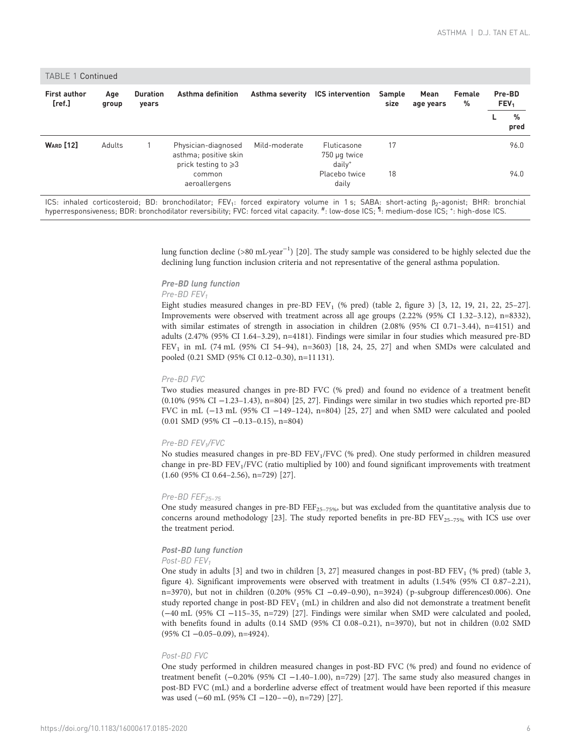TABLE 1 Continued

| First author [ref.] | Age group | Duration years | Asthma definition | Asthma severity | ICS intervention | Sample size | Mean age years | Female % | Pre-BD $FEV_1$ | |
|---|---|---|---|---|---|---|---|---|---|---|
| | | | | | | | | | L | % pred |
| **Ward [12]** | Adults | 1 | Physician-diagnosed asthma; positive skin prick testing to ⩾3 common aeroallergens | Mild-moderate | Fluticasone 750 μg twice daily[+] | 17 | | | | 96.0 |
| | | | | | Placebo twice daily | 18 | | | | 94.0 |

ICS: inhaled corticosteroid; BD: bronchodilator; $FEV_1$: forced expiratory volume in 1 s; SABA: short-acting $\beta_2$-agonist; BHR: bronchial hyperresponsiveness; BDR: bronchodilator reversibility; FVC: forced vital capacity. [#]: low-dose ICS; [¶]: medium-dose ICS; [+]: high-dose ICS.

lung function decline (>80 mL·year$^{-1}$) [20]. The study sample was considered to be highly selected due the declining lung function inclusion criteria and not representative of the general asthma population.

### Pre-BD lung function

#### Pre-BD $FEV_1$

Eight studies measured changes in pre-BD $FEV_1$ (% pred) (table 2, figure 3) [3, 12, 19, 21, 22, 25–27]. Improvements were observed with treatment across all age groups (2.22% (95% CI 1.32–3.12), n=8332), with similar estimates of strength in association in children (2.08% (95% CI 0.71–3.44), n=4151) and adults (2.47% (95% CI 1.64–3.29), n=4181). Findings were similar in four studies which measured pre-BD $FEV_1$ in mL (74 mL (95% CI 54–94), n=3603) [18, 24, 25, 27] and when SMDs were calculated and pooled (0.21 SMD (95% CI 0.12–0.30), n=11 131).

#### Pre-BD FVC

Two studies measured changes in pre-BD FVC (% pred) and found no evidence of a treatment benefit (0.10% (95% CI −1.23–1.43), n=804) [25, 27]. Findings were similar in two studies which reported pre-BD FVC in mL (−13 mL (95% CI −149–124), n=804) [25, 27] and when SMD were calculated and pooled (0.01 SMD (95% CI −0.13–0.15), n=804)

#### Pre-BD $FEV_1$/FVC

No studies measured changes in pre-BD $FEV_1$/FVC (% pred). One study performed in children measured change in pre-BD $FEV_1$/FVC (ratio multiplied by 100) and found significant improvements with treatment (1.60 (95% CI 0.64–2.56), n=729) [27].

#### Pre-BD $FEF_{25–75}$

One study measured changes in pre-BD $FEF_{25–75\%}$, but was excluded from the quantitative analysis due to concerns around methodology [23]. The study reported benefits in pre-BD $FEV_{25–75\%}$ with ICS use over the treatment period.

### Post-BD lung function

#### Post-BD $FEV_1$

One study in adults [3] and two in children [3, 27] measured changes in post-BD $FEV_1$ (% pred) (table 3, figure 4). Significant improvements were observed with treatment in adults (1.54% (95% CI 0.87–2.21), n=3970), but not in children (0.20% (95% CI −0.49–0.90), n=3924) (p-subgroup differences0.006). One study reported change in post-BD $FEV_1$ (mL) in children and also did not demonstrate a treatment benefit (−40 mL (95% CI −115–35, n=729) [27]. Findings were similar when SMD were calculated and pooled, with benefits found in adults (0.14 SMD (95% CI 0.08–0.21), n=3970), but not in children (0.02 SMD (95% CI −0.05–0.09), n=4924).

#### Post-BD FVC

One study performed in children measured changes in post-BD FVC (% pred) and found no evidence of treatment benefit (−0.20% (95% CI −1.40–1.00), n=729) [27]. The same study also measured changes in post-BD FVC (mL) and a borderline adverse effect of treatment would have been reported if this measure was used (−60 mL (95% CI −120– −0), n=729) [27].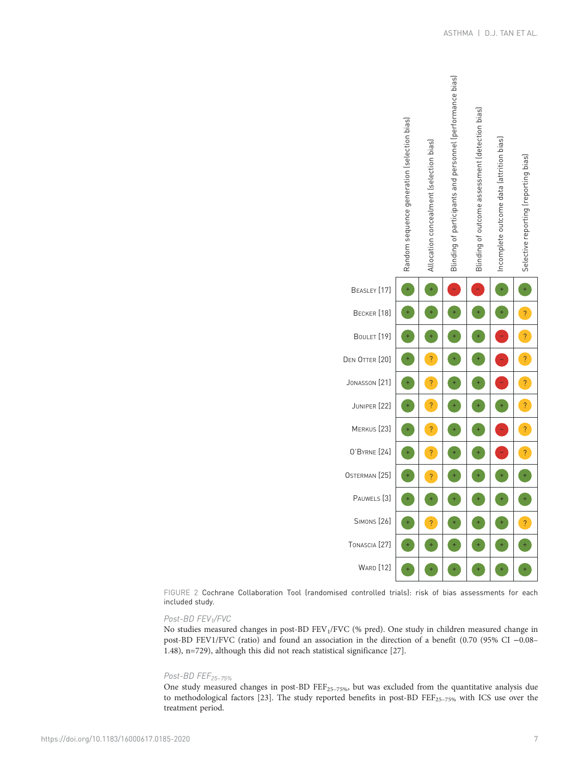| | Random sequence generation (selection bias) | Allocation concealment (selection bias) | Blinding of participants and personnel (performance bias) | Blinding of outcome assessment (detection bias) | Incomplete outcome data (attrition bias) | Selective reporting (reporting bias) |
|---|---|---|---|---|---|---|
| Beasley [17] | + | + | – | – | + | + |
| Becker [18] | + | + | + | + | + | ? |
| Boulet [19] | + | + | + | + | – | ? |
| Den Otter [20] | + | ? | + | + | – | ? |
| Jonasson [21] | + | ? | + | + | – | ? |
| Juniper [22] | + | ? | + | + | + | ? |
| Merkus [23] | + | ? | + | + | – | ? |
| O'Byrne [24] | + | ? | + | + | – | ? |
| Osterman [25] | + | ? | + | + | + | + |
| Pauwels [3] | + | + | + | + | + | + |
| Simons [26] | + | ? | + | + | + | ? |
| Tonascia [27] | + | + | + | + | + | + |
| Ward [12] | + | + | + | + | + | + |

FIGURE 2 Cochrane Collaboration Tool (randomised controlled trials): risk of bias assessments for each included study.

### Post-BD $FEV_1$/FVC

No studies measured changes in post-BD $FEV_1$/FVC (% pred). One study in children measured change in post-BD FEV1/FVC (ratio) and found an association in the direction of a benefit (0.70 (95% CI −0.08–1.48), n=729), although this did not reach statistical significance [27].

### Post-BD $FEF_{25–75\%}$

One study measured changes in post-BD $FEF_{25–75\%}$, but was excluded from the quantitative analysis due to methodological factors [23]. The study reported benefits in post-BD $FEF_{25–75\%}$ with ICS use over the treatment period.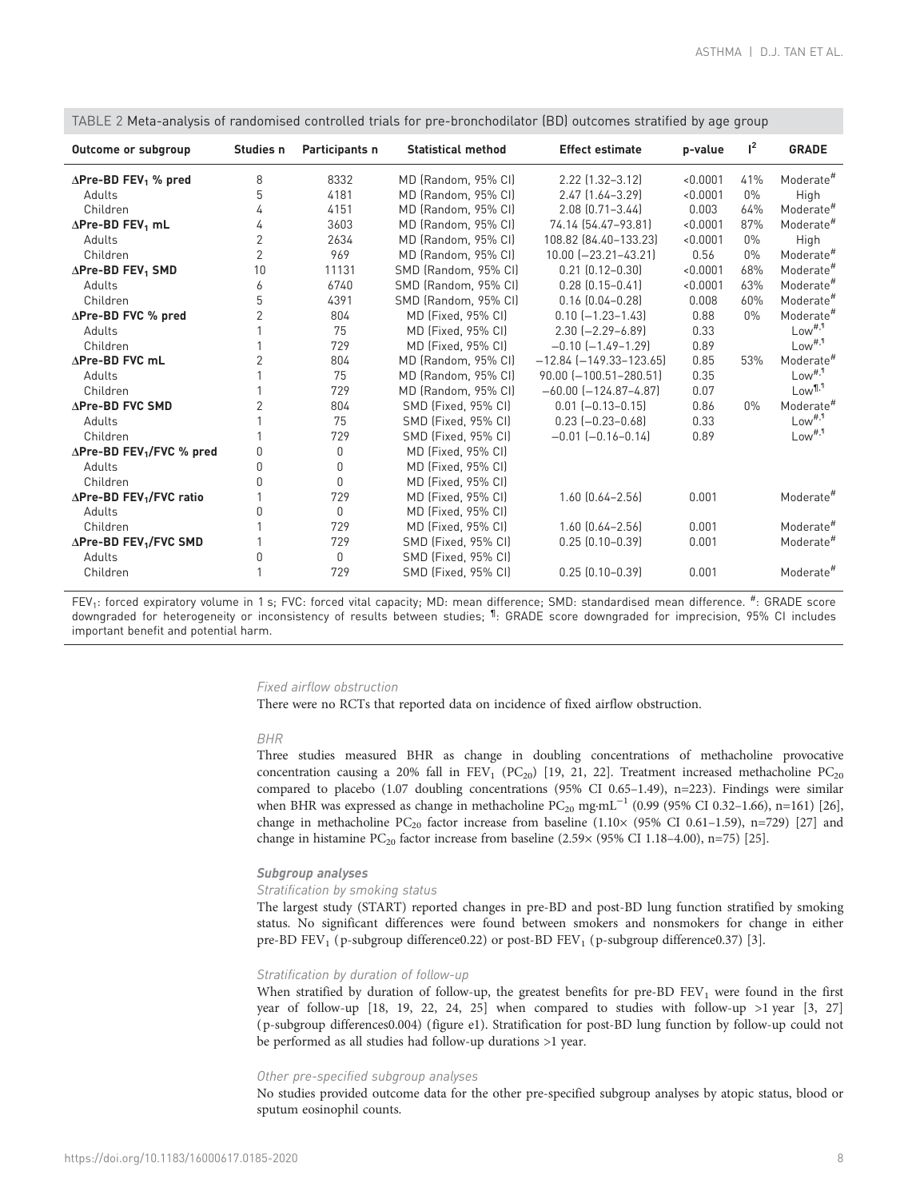TABLE 2 Meta-analysis of randomised controlled trials for pre-bronchodilator (BD) outcomes stratified by age group

| Outcome or subgroup | Studies n | Participants n | Statistical method | Effect estimate | p-value | $I^2$ | GRADE |
|---|---|---|---|---|---|---|---|
| **ΔPre-BD $FEV_1$ % pred** | 8 | 8332 | MD (Random, 95% CI) | 2.22 (1.32–3.12) | <0.0001 | 41% | Moderate[#] |
| Adults | 5 | 4181 | MD (Random, 95% CI) | 2.47 (1.64–3.29) | <0.0001 | 0% | High |
| Children | 4 | 4151 | MD (Random, 95% CI) | 2.08 (0.71–3.44) | 0.003 | 64% | Moderate[#] |
| **ΔPre-BD $FEV_1$ mL** | 4 | 3603 | MD (Random, 95% CI) | 74.14 (54.47–93.81) | <0.0001 | 87% | Moderate[#] |
| Adults | 2 | 2634 | MD (Random, 95% CI) | 108.82 (84.40–133.23) | <0.0001 | 0% | High |
| Children | 2 | 969 | MD (Random, 95% CI) | 10.00 (−23.21–43.21) | 0.56 | 0% | Moderate[#] |
| **ΔPre-BD $FEV_1$ SMD** | 10 | 11131 | SMD (Random, 95% CI) | 0.21 (0.12–0.30) | <0.0001 | 68% | Moderate[#] |
| Adults | 6 | 6740 | SMD (Random, 95% CI) | 0.28 (0.15–0.41) | <0.0001 | 63% | Moderate[#] |
| Children | 5 | 4391 | SMD (Random, 95% CI) | 0.16 (0.04–0.28) | 0.008 | 60% | Moderate[#] |
| **ΔPre-BD FVC % pred** | 2 | 804 | MD (Fixed, 95% CI) | 0.10 (−1.23–1.43) | 0.88 | 0% | Moderate[#] |
| Adults | 1 | 75 | MD (Fixed, 95% CI) | 2.30 (−2.29–6.89) | 0.33 | | Low[#,¶] |
| Children | 1 | 729 | MD (Fixed, 95% CI) | −0.10 (−1.49–1.29) | 0.89 | | Low[#,¶] |
| **ΔPre-BD FVC mL** | 2 | 804 | MD (Random, 95% CI) | −12.84 (−149.33–123.65) | 0.85 | 53% | Moderate[#] |
| Adults | 1 | 75 | MD (Random, 95% CI) | 90.00 (−100.51–280.51) | 0.35 | | Low[#,¶] |
| Children | 1 | 729 | MD (Random, 95% CI) | −60.00 (−124.87–4.87) | 0.07 | | Low[¶,¶] |
| **ΔPre-BD FVC SMD** | 2 | 804 | SMD (Fixed, 95% CI) | 0.01 (−0.13–0.15) | 0.86 | 0% | Moderate[#] |
| Adults | 1 | 75 | SMD (Fixed, 95% CI) | 0.23 (−0.23–0.68) | 0.33 | | Low[#,¶] |
| Children | 1 | 729 | SMD (Fixed, 95% CI) | −0.01 (−0.16–0.14) | 0.89 | | Low[#,¶] |
| **ΔPre-BD $FEV_1$/FVC % pred** | 0 | 0 | MD (Fixed, 95% CI) | | | | |
| Adults | 0 | 0 | MD (Fixed, 95% CI) | | | | |
| Children | 0 | 0 | MD (Fixed, 95% CI) | | | | |
| **ΔPre-BD $FEV_1$/FVC ratio** | 1 | 729 | MD (Fixed, 95% CI) | 1.60 (0.64–2.56) | 0.001 | | Moderate[#] |
| Adults | 0 | 0 | MD (Fixed, 95% CI) | | | | |
| Children | 1 | 729 | MD (Fixed, 95% CI) | 1.60 (0.64–2.56) | 0.001 | | Moderate[#] |
| **ΔPre-BD $FEV_1$/FVC SMD** | 1 | 729 | SMD (Fixed, 95% CI) | 0.25 (0.10–0.39) | 0.001 | | Moderate[#] |
| Adults | 0 | 0 | SMD (Fixed, 95% CI) | | | | |
| Children | 1 | 729 | SMD (Fixed, 95% CI) | 0.25 (0.10–0.39) | 0.001 | | Moderate[#] |

$FEV_1$: forced expiratory volume in 1 s; FVC: forced vital capacity; MD: mean difference; SMD: standardised mean difference. #: GRADE score downgraded for heterogeneity or inconsistency of results between studies; ¶: GRADE score downgraded for imprecision, 95% CI includes important benefit and potential harm.

*Fixed airflow obstruction*

There were no RCTs that reported data on incidence of fixed airflow obstruction.

*BHR*

Three studies measured BHR as change in doubling concentrations of methacholine provocative concentration causing a 20% fall in $FEV_1$ ($PC_{20}$) [19, 21, 22]. Treatment increased methacholine $PC_{20}$ compared to placebo (1.07 doubling concentrations (95% CI 0.65–1.49), n=223). Findings were similar when BHR was expressed as change in methacholine $PC_{20}$ mg·mL$^{-1}$ (0.99 (95% CI 0.32–1.66), n=161) [26], change in methacholine $PC_{20}$ factor increase from baseline (1.10× (95% CI 0.61–1.59), n=729) [27] and change in histamine $PC_{20}$ factor increase from baseline (2.59× (95% CI 1.18–4.00), n=75) [25].

### Subgroup analyses

*Stratification by smoking status*

The largest study (START) reported changes in pre-BD and post-BD lung function stratified by smoking status. No significant differences were found between smokers and nonsmokers for change in either pre-BD $FEV_1$ (p-subgroup difference0.22) or post-BD $FEV_1$ (p-subgroup difference0.37) [3].

*Stratification by duration of follow-up*

When stratified by duration of follow-up, the greatest benefits for pre-BD $FEV_1$ were found in the first year of follow-up [18, 19, 22, 24, 25] when compared to studies with follow-up >1 year [3, 27] (p-subgroup differences0.004) (figure e1). Stratification for post-BD lung function by follow-up could not be performed as all studies had follow-up durations >1 year.

*Other pre-specified subgroup analyses*

No studies provided outcome data for the other pre-specified subgroup analyses by atopic status, blood or sputum eosinophil counts.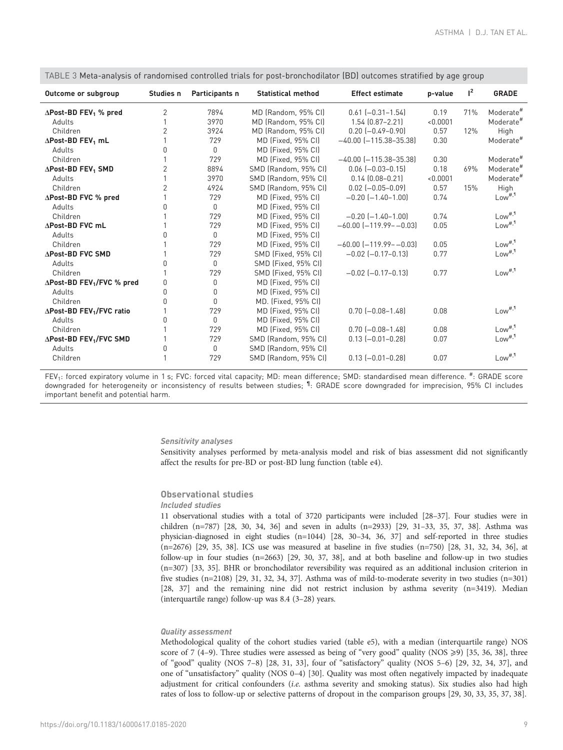TABLE 3 Meta-analysis of randomised controlled trials for post-bronchodilator (BD) outcomes stratified by age group

| Outcome or subgroup | Studies n | Participants n | Statistical method | Effect estimate | p-value | $I^2$ | GRADE |
|---|---|---|---|---|---|---|---|
| **ΔPost-BD $FEV_1$ % pred** | 2 | 7894 | MD (Random, 95% CI) | 0.61 (−0.31–1.54) | 0.19 | 71% | Moderate[#] |
| Adults | 1 | 3970 | MD (Random, 95% CI) | 1.54 (0.87–2.21) | <0.0001 | | Moderate[#] |
| Children | 2 | 3924 | MD (Random, 95% CI) | 0.20 (−0.49–0.90) | 0.57 | 12% | High |
| **ΔPost-BD $FEV_1$ mL** | 1 | 729 | MD (Fixed, 95% CI) | −40.00 (−115.38–35.38) | 0.30 | | Moderate[#] |
| Adults | 0 | 0 | MD (Fixed, 95% CI) | | | | |
| Children | 1 | 729 | MD (Fixed, 95% CI) | −40.00 (−115.38–35.38) | 0.30 | | Moderate[#] |
| **ΔPost-BD $FEV_1$ SMD** | 2 | 8894 | SMD (Random, 95% CI) | 0.06 (−0.03–0.15) | 0.18 | 69% | Moderate[#] |
| Adults | 1 | 3970 | SMD (Random, 95% CI) | 0.14 (0.08–0.21) | <0.0001 | | Moderate[#] |
| Children | 2 | 4924 | SMD (Random, 95% CI) | 0.02 (−0.05–0.09) | 0.57 | 15% | High |
| **ΔPost-BD FVC % pred** | 1 | 729 | MD (Fixed, 95% CI) | −0.20 (−1.40–1.00) | 0.74 | | Low[#,¶] |
| Adults | 0 | 0 | MD (Fixed, 95% CI) | | | | |
| Children | 1 | 729 | MD (Fixed, 95% CI) | −0.20 (−1.40–1.00) | 0.74 | | Low[#,¶] |
| **ΔPost-BD FVC mL** | 1 | 729 | MD (Fixed, 95% CI) | −60.00 (−119.99– −0.03) | 0.05 | | Low[#,¶] |
| Adults | 0 | 0 | MD (Fixed, 95% CI) | | | | |
| Children | 1 | 729 | MD (Fixed, 95% CI) | −60.00 (−119.99– −0.03) | 0.05 | | Low[#,¶] |
| **ΔPost-BD FVC SMD** | 1 | 729 | SMD (Fixed, 95% CI) | −0.02 (−0.17–0.13) | 0.77 | | Low[#,¶] |
| Adults | 0 | 0 | SMD (Fixed, 95% CI) | | | | |
| Children | 1 | 729 | SMD (Fixed, 95% CI) | −0.02 (−0.17–0.13) | 0.77 | | Low[#,¶] |
| **ΔPost-BD $FEV_1$/FVC % pred** | 0 | 0 | MD (Fixed, 95% CI) | | | | |
| Adults | 0 | 0 | MD (Fixed, 95% CI) | | | | |
| Children | 0 | 0 | MD. (Fixed, 95% CI) | | | | |
| **ΔPost-BD $FEV_1$/FVC ratio** | 1 | 729 | MD (Fixed, 95% CI) | 0.70 (−0.08–1.48) | 0.08 | | Low[#,¶] |
| Adults | 0 | 0 | MD (Fixed, 95% CI) | | | | |
| Children | 1 | 729 | MD (Fixed, 95% CI) | 0.70 (−0.08–1.48) | 0.08 | | Low[#,¶] |
| **ΔPost-BD $FEV_1$/FVC SMD** | 1 | 729 | SMD (Random, 95% CI) | 0.13 (−0.01–0.28) | 0.07 | | Low[#,¶] |
| Adults | 0 | 0 | SMD (Random, 95% CI) | | | | |
| Children | 1 | 729 | SMD (Random, 95% CI) | 0.13 (−0.01–0.28) | 0.07 | | Low[#,¶] |

$FEV_1$: forced expiratory volume in 1 s; FVC: forced vital capacity; MD: mean difference; SMD: standardised mean difference. #: GRADE score downgraded for heterogeneity or inconsistency of results between studies; ¶: GRADE score downgraded for imprecision, 95% CI includes important benefit and potential harm.

#### *Sensitivity analyses*

Sensitivity analyses performed by meta-analysis model and risk of bias assessment did not significantly affect the results for pre-BD or post-BD lung function (table e4).

### Observational studies

#### *Included studies*

11 observational studies with a total of 3720 participants were included [28–37]. Four studies were in children (n=787) [28, 30, 34, 36] and seven in adults (n=2933) [29, 31–33, 35, 37, 38]. Asthma was physician-diagnosed in eight studies (n=1044) [28, 30–34, 36, 37] and self-reported in three studies (n=2676) [29, 35, 38]. ICS use was measured at baseline in five studies (n=750) [28, 31, 32, 34, 36], at follow-up in four studies (n=2663) [29, 30, 37, 38], and at both baseline and follow-up in two studies (n=307) [33, 35]. BHR or bronchodilator reversibility was required as an additional inclusion criterion in five studies (n=2108) [29, 31, 32, 34, 37]. Asthma was of mild-to-moderate severity in two studies (n=301) [28, 37] and the remaining nine did not restrict inclusion by asthma severity (n=3419). Median (interquartile range) follow-up was 8.4 (3–28) years.

#### *Quality assessment*

Methodological quality of the cohort studies varied (table e5), with a median (interquartile range) NOS score of 7 (4–9). Three studies were assessed as being of "very good" quality (NOS ⩾9) [35, 36, 38], three of "good" quality (NOS 7–8) [28, 31, 33], four of "satisfactory" quality (NOS 5–6) [29, 32, 34, 37], and one of "unsatisfactory" quality (NOS 0–4) [30]. Quality was most often negatively impacted by inadequate adjustment for critical confounders (*i.e.* asthma severity and smoking status). Six studies also had high rates of loss to follow-up or selective patterns of dropout in the comparison groups [29, 30, 33, 35, 37, 38].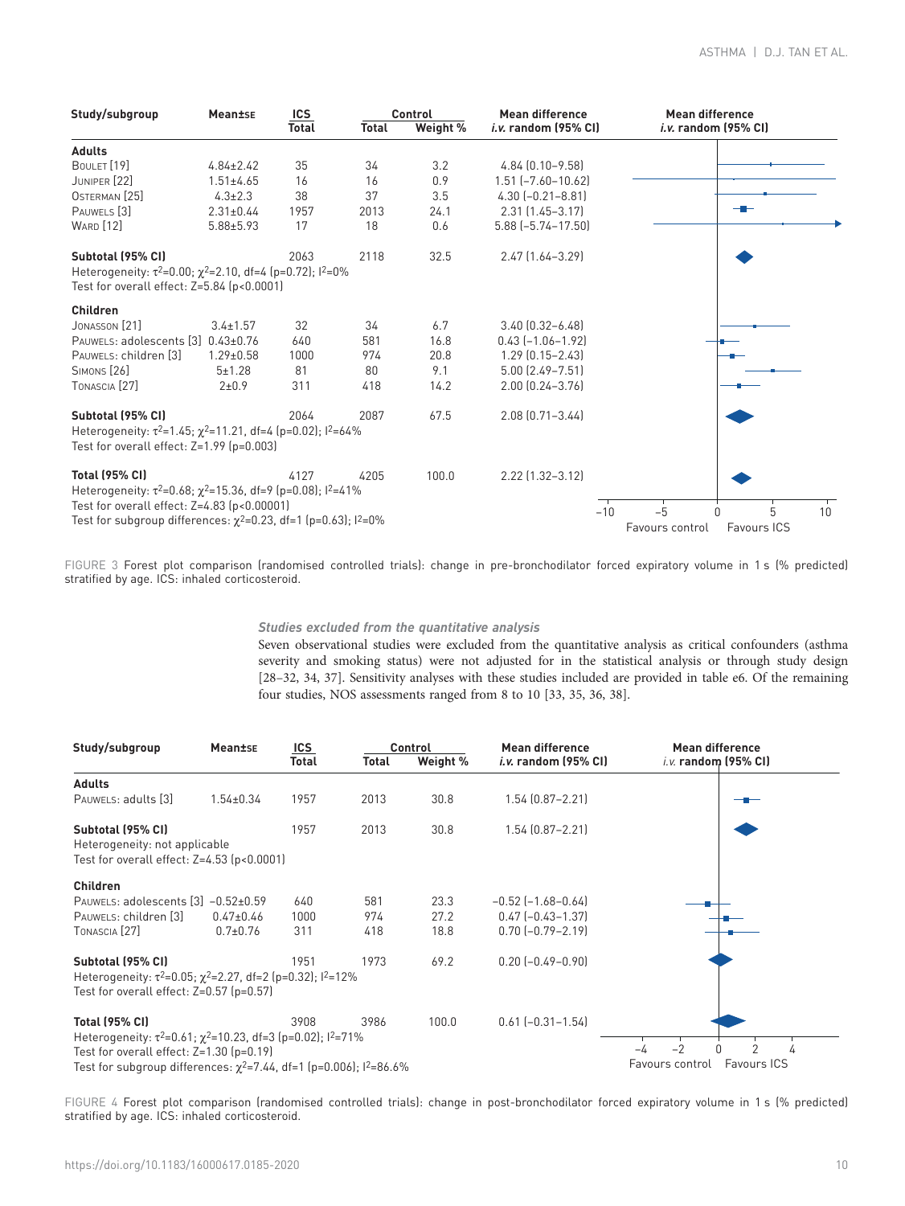| Study/subgroup | Mean±SE | ICS Total | Control Total | Control Weight % | Mean difference i.v. random (95% CI) |
|---|---|---|---|---|---|
| **Adults** | | | | | |
| Boulet [19] | 4.84±2.42 | 35 | 34 | 3.2 | 4.84 (0.10–9.58) |
| Juniper [22] | 1.51±4.65 | 16 | 16 | 0.9 | 1.51 (−7.60–10.62) |
| Osterman [25] | 4.3±2.3 | 38 | 37 | 3.5 | 4.30 (−0.21–8.81) |
| Pauwels [3] | 2.31±0.44 | 1957 | 2013 | 24.1 | 2.31 (1.45–3.17) |
| Ward [12] | 5.88±5.93 | 17 | 18 | 0.6 | 5.88 (−5.74–17.50) |
| **Subtotal (95% CI)** | | 2063 | 2118 | 32.5 | 2.47 (1.64–3.29) |
| Heterogeneity: $\tau^2$=0.00; $\chi^2$=2.10, df=4 (p=0.72); $I^2$=0% | | | | | |
| Test for overall effect: Z=5.84 (p<0.0001) | | | | | |
| **Children** | | | | | |
| Jonasson [21] | 3.4±1.57 | 32 | 34 | 6.7 | 3.40 (0.32–6.48) |
| Pauwels: adolescents [3] | 0.43±0.76 | 640 | 581 | 16.8 | 0.43 (−1.06–1.92) |
| Pauwels: children [3] | 1.29±0.58 | 1000 | 974 | 20.8 | 1.29 (0.15–2.43) |
| Simons [26] | 5±1.28 | 81 | 80 | 9.1 | 5.00 (2.49–7.51) |
| Tonascia [27] | 2±0.9 | 311 | 418 | 14.2 | 2.00 (0.24–3.76) |
| **Subtotal (95% CI)** | | 2064 | 2087 | 67.5 | 2.08 (0.71–3.44) |
| Heterogeneity: $\tau^2$=1.45; $\chi^2$=11.21, df=4 (p=0.02); $I^2$=64% | | | | | |
| Test for overall effect: Z=1.99 (p=0.003) | | | | | |
| **Total (95% CI)** | | 4127 | 4205 | 100.0 | 2.22 (1.32–3.12) |
| Heterogeneity: $\tau^2$=0.68; $\chi^2$=15.36, df=9 (p=0.08); $I^2$=41% | | | | | |
| Test for overall effect: Z=4.83 (p<0.00001) | | | | | |
| Test for subgroup differences: $\chi^2$=0.23, df=1 (p=0.63); $I^2$=0% | | | | | |

Mean difference i.v. random (95% CI): −10 to 10; Favours control | Favours ICS

FIGURE 3 Forest plot comparison (randomised controlled trials): change in pre-bronchodilator forced expiratory volume in 1 s (% predicted) stratified by age. ICS: inhaled corticosteroid.

### *Studies excluded from the quantitative analysis*

Seven observational studies were excluded from the quantitative analysis as critical confounders (asthma severity and smoking status) were not adjusted for in the statistical analysis or through study design [28–32, 34, 37]. Sensitivity analyses with these studies included are provided in table e6. Of the remaining four studies, NOS assessments ranged from 8 to 10 [33, 35, 36, 38].

| Study/subgroup | Mean±SE | ICS Total | Control Total | Control Weight % | Mean difference i.v. random (95% CI) |
|---|---|---|---|---|---|
| **Adults** | | | | | |
| Pauwels: adults [3] | 1.54±0.34 | 1957 | 2013 | 30.8 | 1.54 (0.87–2.21) |
| **Subtotal (95% CI)** | | 1957 | 2013 | 30.8 | 1.54 (0.87–2.21) |
| Heterogeneity: not applicable | | | | | |
| Test for overall effect: Z=4.53 (p<0.0001) | | | | | |
| **Children** | | | | | |
| Pauwels: adolescents [3] | −0.52±0.59 | 640 | 581 | 23.3 | −0.52 (−1.68–0.64) |
| Pauwels: children [3] | 0.47±0.46 | 1000 | 974 | 27.2 | 0.47 (−0.43–1.37) |
| Tonascia [27] | 0.7±0.76 | 311 | 418 | 18.8 | 0.70 (−0.79–2.19) |
| **Subtotal (95% CI)** | | 1951 | 1973 | 69.2 | 0.20 (−0.49–0.90) |
| Heterogeneity: $\tau^2$=0.05; $\chi^2$=2.27, df=2 (p=0.32); $I^2$=12% | | | | | |
| Test for overall effect: Z=0.57 (p=0.57) | | | | | |
| **Total (95% CI)** | | 3908 | 3986 | 100.0 | 0.61 (−0.31–1.54) |
| Heterogeneity: $\tau^2$=0.61; $\chi^2$=10.23, df=3 (p=0.02); $I^2$=71% | | | | | |
| Test for overall effect: Z=1.30 (p=0.19) | | | | | |
| Test for subgroup differences: $\chi^2$=7.44, df=1 (p=0.006); $I^2$=86.6% | | | | | |

Mean difference i.v. random (95% CI): −4 to 4; Favours control | Favours ICS

FIGURE 4 Forest plot comparison (randomised controlled trials): change in post-bronchodilator forced expiratory volume in 1 s (% predicted) stratified by age. ICS: inhaled corticosteroid.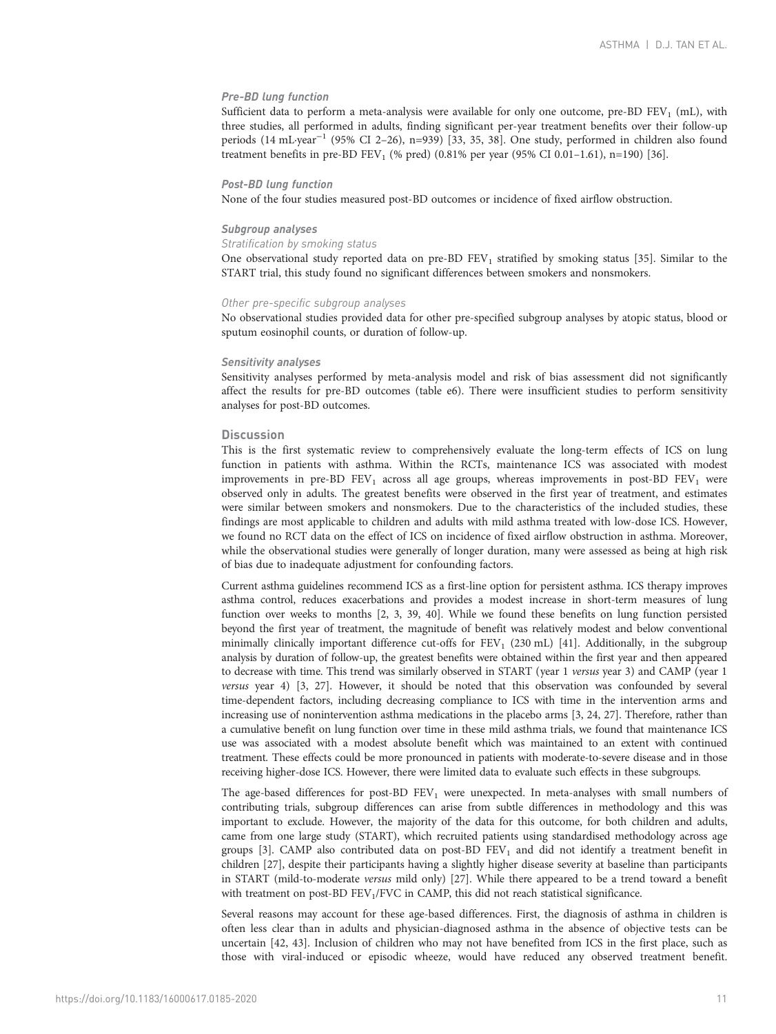#### Pre-BD lung function

Sufficient data to perform a meta-analysis were available for only one outcome, pre-BD $FEV_1$ (mL), with three studies, all performed in adults, finding significant per-year treatment benefits over their follow-up periods (14 mL·year$^{-1}$ (95% CI 2–26), n=939) [33, 35, 38]. One study, performed in children also found treatment benefits in pre-BD $FEV_1$ (% pred) (0.81% per year (95% CI 0.01–1.61), n=190) [36].

#### Post-BD lung function

None of the four studies measured post-BD outcomes or incidence of fixed airflow obstruction.

#### Subgroup analyses

##### Stratification by smoking status

One observational study reported data on pre-BD $FEV_1$ stratified by smoking status [35]. Similar to the START trial, this study found no significant differences between smokers and nonsmokers.

##### Other pre-specific subgroup analyses

No observational studies provided data for other pre-specified subgroup analyses by atopic status, blood or sputum eosinophil counts, or duration of follow-up.

#### Sensitivity analyses

Sensitivity analyses performed by meta-analysis model and risk of bias assessment did not significantly affect the results for pre-BD outcomes (table e6). There were insufficient studies to perform sensitivity analyses for post-BD outcomes.

### Discussion

This is the first systematic review to comprehensively evaluate the long-term effects of ICS on lung function in patients with asthma. Within the RCTs, maintenance ICS was associated with modest improvements in pre-BD $FEV_1$ across all age groups, whereas improvements in post-BD $FEV_1$ were observed only in adults. The greatest benefits were observed in the first year of treatment, and estimates were similar between smokers and nonsmokers. Due to the characteristics of the included studies, these findings are most applicable to children and adults with mild asthma treated with low-dose ICS. However, we found no RCT data on the effect of ICS on incidence of fixed airflow obstruction in asthma. Moreover, while the observational studies were generally of longer duration, many were assessed as being at high risk of bias due to inadequate adjustment for confounding factors.

Current asthma guidelines recommend ICS as a first-line option for persistent asthma. ICS therapy improves asthma control, reduces exacerbations and provides a modest increase in short-term measures of lung function over weeks to months [2, 3, 39, 40]. While we found these benefits on lung function persisted beyond the first year of treatment, the magnitude of benefit was relatively modest and below conventional minimally clinically important difference cut-offs for $FEV_1$ (230 mL) [41]. Additionally, in the subgroup analysis by duration of follow-up, the greatest benefits were obtained within the first year and then appeared to decrease with time. This trend was similarly observed in START (year 1 *versus* year 3) and CAMP (year 1 *versus* year 4) [3, 27]. However, it should be noted that this observation was confounded by several time-dependent factors, including decreasing compliance to ICS with time in the intervention arms and increasing use of nonintervention asthma medications in the placebo arms [3, 24, 27]. Therefore, rather than a cumulative benefit on lung function over time in these mild asthma trials, we found that maintenance ICS use was associated with a modest absolute benefit which was maintained to an extent with continued treatment. These effects could be more pronounced in patients with moderate-to-severe disease and in those receiving higher-dose ICS. However, there were limited data to evaluate such effects in these subgroups.

The age-based differences for post-BD $FEV_1$ were unexpected. In meta-analyses with small numbers of contributing trials, subgroup differences can arise from subtle differences in methodology and this was important to exclude. However, the majority of the data for this outcome, for both children and adults, came from one large study (START), which recruited patients using standardised methodology across age groups [3]. CAMP also contributed data on post-BD $FEV_1$ and did not identify a treatment benefit in children [27], despite their participants having a slightly higher disease severity at baseline than participants in START (mild-to-moderate *versus* mild only) [27]. While there appeared to be a trend toward a benefit with treatment on post-BD $FEV_1/FVC$ in CAMP, this did not reach statistical significance.

Several reasons may account for these age-based differences. First, the diagnosis of asthma in children is often less clear than in adults and physician-diagnosed asthma in the absence of objective tests can be uncertain [42, 43]. Inclusion of children who may not have benefited from ICS in the first place, such as those with viral-induced or episodic wheeze, would have reduced any observed treatment benefit.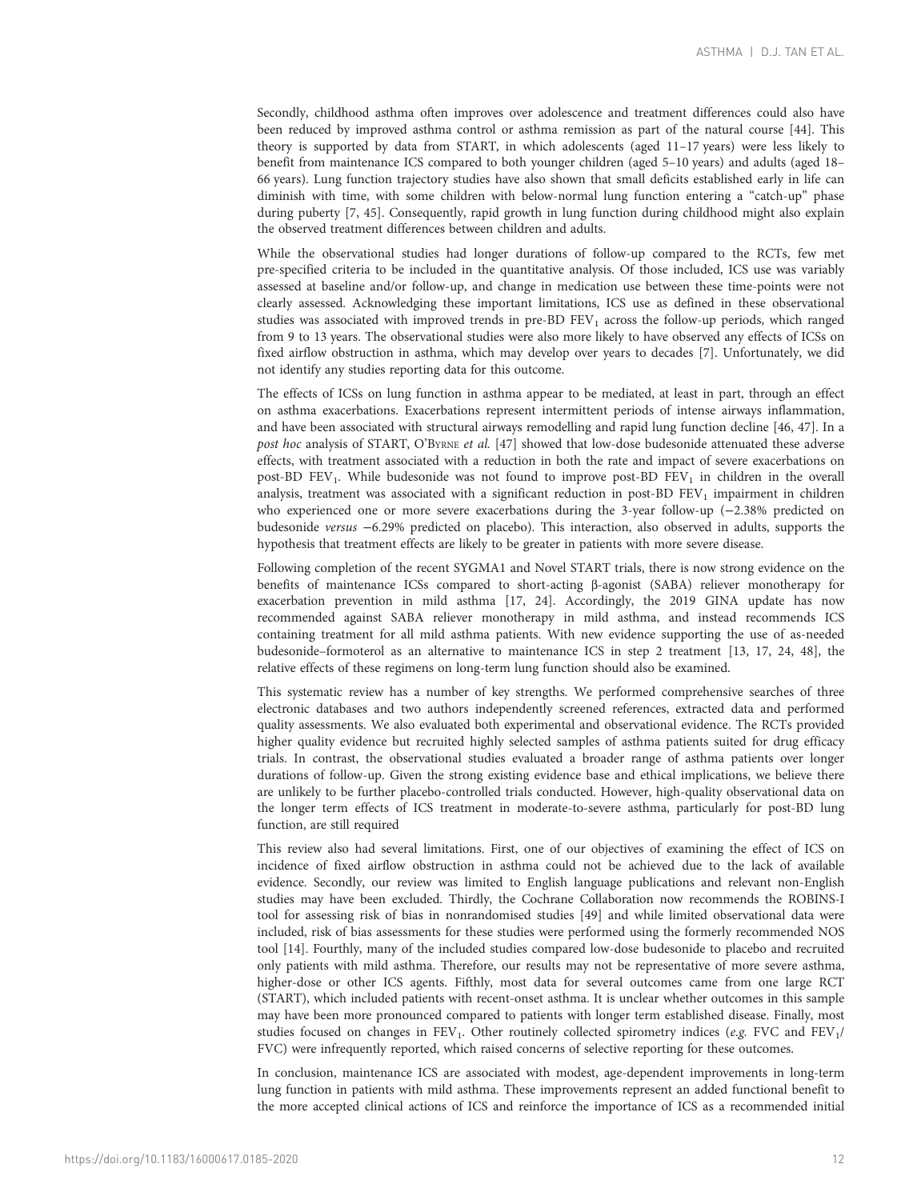Secondly, childhood asthma often improves over adolescence and treatment differences could also have been reduced by improved asthma control or asthma remission as part of the natural course [44]. This theory is supported by data from START, in which adolescents (aged 11–17 years) were less likely to benefit from maintenance ICS compared to both younger children (aged 5–10 years) and adults (aged 18–66 years). Lung function trajectory studies have also shown that small deficits established early in life can diminish with time, with some children with below-normal lung function entering a "catch-up" phase during puberty [7, 45]. Consequently, rapid growth in lung function during childhood might also explain the observed treatment differences between children and adults.

While the observational studies had longer durations of follow-up compared to the RCTs, few met pre-specified criteria to be included in the quantitative analysis. Of those included, ICS use was variably assessed at baseline and/or follow-up, and change in medication use between these time-points were not clearly assessed. Acknowledging these important limitations, ICS use as defined in these observational studies was associated with improved trends in pre-BD $FEV_1$ across the follow-up periods, which ranged from 9 to 13 years. The observational studies were also more likely to have observed any effects of ICSs on fixed airflow obstruction in asthma, which may develop over years to decades [7]. Unfortunately, we did not identify any studies reporting data for this outcome.

The effects of ICSs on lung function in asthma appear to be mediated, at least in part, through an effect on asthma exacerbations. Exacerbations represent intermittent periods of intense airways inflammation, and have been associated with structural airways remodelling and rapid lung function decline [46, 47]. In a *post hoc* analysis of START, O'Byrne *et al.* [47] showed that low-dose budesonide attenuated these adverse effects, with treatment associated with a reduction in both the rate and impact of severe exacerbations on post-BD $FEV_1$. While budesonide was not found to improve post-BD $FEV_1$ in children in the overall analysis, treatment was associated with a significant reduction in post-BD $FEV_1$ impairment in children who experienced one or more severe exacerbations during the 3-year follow-up (−2.38% predicted on budesonide *versus* −6.29% predicted on placebo). This interaction, also observed in adults, supports the hypothesis that treatment effects are likely to be greater in patients with more severe disease.

Following completion of the recent SYGMA1 and Novel START trials, there is now strong evidence on the benefits of maintenance ICSs compared to short-acting β-agonist (SABA) reliever monotherapy for exacerbation prevention in mild asthma [17, 24]. Accordingly, the 2019 GINA update has now recommended against SABA reliever monotherapy in mild asthma, and instead recommends ICS containing treatment for all mild asthma patients. With new evidence supporting the use of as-needed budesonide–formoterol as an alternative to maintenance ICS in step 2 treatment [13, 17, 24, 48], the relative effects of these regimens on long-term lung function should also be examined.

This systematic review has a number of key strengths. We performed comprehensive searches of three electronic databases and two authors independently screened references, extracted data and performed quality assessments. We also evaluated both experimental and observational evidence. The RCTs provided higher quality evidence but recruited highly selected samples of asthma patients suited for drug efficacy trials. In contrast, the observational studies evaluated a broader range of asthma patients over longer durations of follow-up. Given the strong existing evidence base and ethical implications, we believe there are unlikely to be further placebo-controlled trials conducted. However, high-quality observational data on the longer term effects of ICS treatment in moderate-to-severe asthma, particularly for post-BD lung function, are still required

This review also had several limitations. First, one of our objectives of examining the effect of ICS on incidence of fixed airflow obstruction in asthma could not be achieved due to the lack of available evidence. Secondly, our review was limited to English language publications and relevant non-English studies may have been excluded. Thirdly, the Cochrane Collaboration now recommends the ROBINS-I tool for assessing risk of bias in nonrandomised studies [49] and while limited observational data were included, risk of bias assessments for these studies were performed using the formerly recommended NOS tool [14]. Fourthly, many of the included studies compared low-dose budesonide to placebo and recruited only patients with mild asthma. Therefore, our results may not be representative of more severe asthma, higher-dose or other ICS agents. Fifthly, most data for several outcomes came from one large RCT (START), which included patients with recent-onset asthma. It is unclear whether outcomes in this sample may have been more pronounced compared to patients with longer term established disease. Finally, most studies focused on changes in $FEV_1$. Other routinely collected spirometry indices (*e.g.* FVC and $FEV_1$/FVC) were infrequently reported, which raised concerns of selective reporting for these outcomes.

In conclusion, maintenance ICS are associated with modest, age-dependent improvements in long-term lung function in patients with mild asthma. These improvements represent an added functional benefit to the more accepted clinical actions of ICS and reinforce the importance of ICS as a recommended initial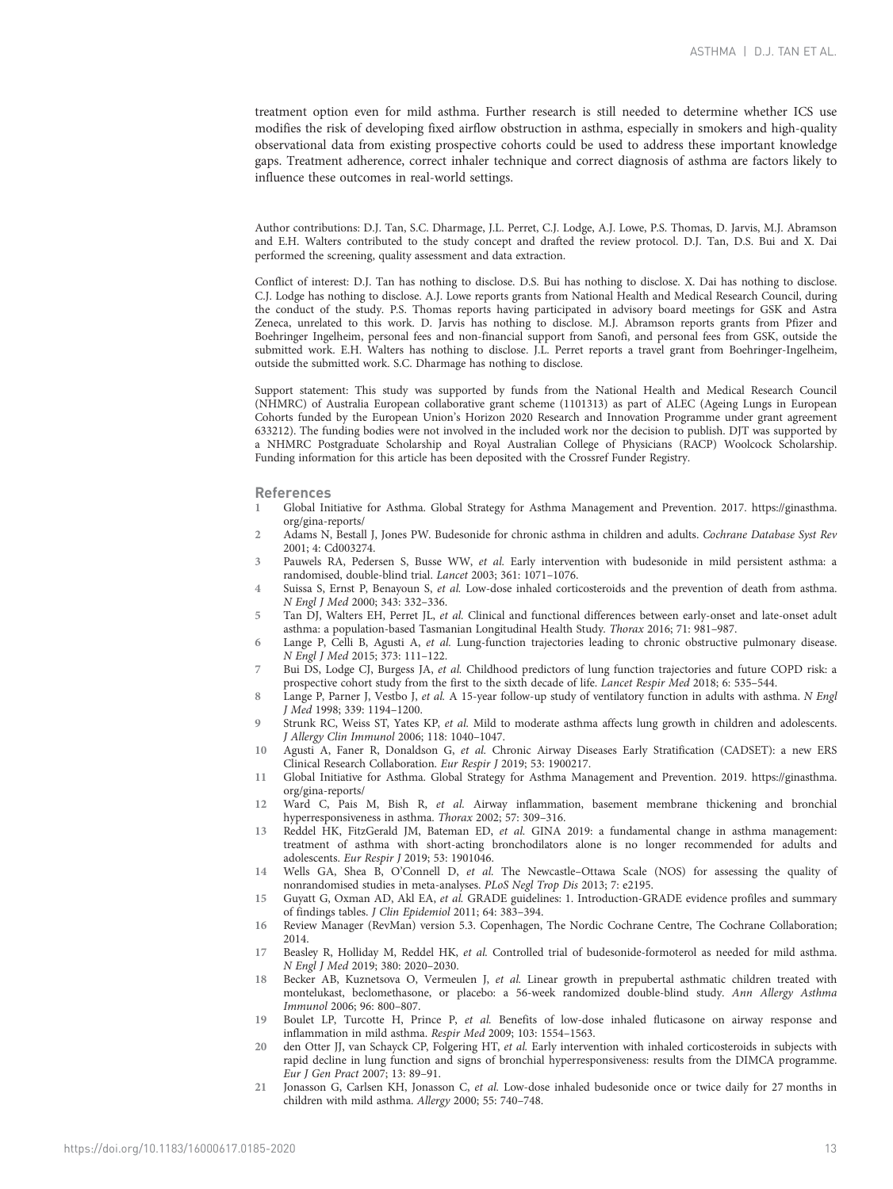treatment option even for mild asthma. Further research is still needed to determine whether ICS use modifies the risk of developing fixed airflow obstruction in asthma, especially in smokers and high-quality observational data from existing prospective cohorts could be used to address these important knowledge gaps. Treatment adherence, correct inhaler technique and correct diagnosis of asthma are factors likely to influence these outcomes in real-world settings.

Author contributions: D.J. Tan, S.C. Dharmage, J.L. Perret, C.J. Lodge, A.J. Lowe, P.S. Thomas, D. Jarvis, M.J. Abramson and E.H. Walters contributed to the study concept and drafted the review protocol. D.J. Tan, D.S. Bui and X. Dai performed the screening, quality assessment and data extraction.

Conflict of interest: D.J. Tan has nothing to disclose. D.S. Bui has nothing to disclose. X. Dai has nothing to disclose. C.J. Lodge has nothing to disclose. A.J. Lowe reports grants from National Health and Medical Research Council, during the conduct of the study. P.S. Thomas reports having participated in advisory board meetings for GSK and Astra Zeneca, unrelated to this work. D. Jarvis has nothing to disclose. M.J. Abramson reports grants from Pfizer and Boehringer Ingelheim, personal fees and non-financial support from Sanofi, and personal fees from GSK, outside the submitted work. E.H. Walters has nothing to disclose. J.L. Perret reports a travel grant from Boehringer-Ingelheim, outside the submitted work. S.C. Dharmage has nothing to disclose.

Support statement: This study was supported by funds from the National Health and Medical Research Council (NHMRC) of Australia European collaborative grant scheme (1101313) as part of ALEC (Ageing Lungs in European Cohorts funded by the European Union's Horizon 2020 Research and Innovation Programme under grant agreement 633212). The funding bodies were not involved in the included work nor the decision to publish. DJT was supported by a NHMRC Postgraduate Scholarship and Royal Australian College of Physicians (RACP) Woolcock Scholarship. Funding information for this article has been deposited with the Crossref Funder Registry.

## References

1. Global Initiative for Asthma. Global Strategy for Asthma Management and Prevention. 2017. https://ginasthma.org/gina-reports/
2. Adams N, Bestall J, Jones PW. Budesonide for chronic asthma in children and adults. *Cochrane Database Syst Rev* 2001; 4: Cd003274.
3. Pauwels RA, Pedersen S, Busse WW, *et al.* Early intervention with budesonide in mild persistent asthma: a randomised, double-blind trial. *Lancet* 2003; 361: 1071–1076.
4. Suissa S, Ernst P, Benayoun S, *et al.* Low-dose inhaled corticosteroids and the prevention of death from asthma. *N Engl J Med* 2000; 343: 332–336.
5. Tan DJ, Walters EH, Perret JL, *et al.* Clinical and functional differences between early-onset and late-onset adult asthma: a population-based Tasmanian Longitudinal Health Study. *Thorax* 2016; 71: 981–987.
6. Lange P, Celli B, Agusti A, *et al.* Lung-function trajectories leading to chronic obstructive pulmonary disease. *N Engl J Med* 2015; 373: 111–122.
7. Bui DS, Lodge CJ, Burgess JA, *et al.* Childhood predictors of lung function trajectories and future COPD risk: a prospective cohort study from the first to the sixth decade of life. *Lancet Respir Med* 2018; 6: 535–544.
8. Lange P, Parner J, Vestbo J, *et al.* A 15-year follow-up study of ventilatory function in adults with asthma. *N Engl J Med* 1998; 339: 1194–1200.
9. Strunk RC, Weiss ST, Yates KP, *et al.* Mild to moderate asthma affects lung growth in children and adolescents. *J Allergy Clin Immunol* 2006; 118: 1040–1047.
10. Agusti A, Faner R, Donaldson G, *et al.* Chronic Airway Diseases Early Stratification (CADSET): a new ERS Clinical Research Collaboration. *Eur Respir J* 2019; 53: 1900217.
11. Global Initiative for Asthma. Global Strategy for Asthma Management and Prevention. 2019. https://ginasthma.org/gina-reports/
12. Ward C, Pais M, Bish R, *et al.* Airway inflammation, basement membrane thickening and bronchial hyperresponsiveness in asthma. *Thorax* 2002; 57: 309–316.
13. Reddel HK, FitzGerald JM, Bateman ED, *et al.* GINA 2019: a fundamental change in asthma management: treatment of asthma with short-acting bronchodilators alone is no longer recommended for adults and adolescents. *Eur Respir J* 2019; 53: 1901046.
14. Wells GA, Shea B, O'Connell D, *et al.* The Newcastle–Ottawa Scale (NOS) for assessing the quality of nonrandomised studies in meta-analyses. *PLoS Negl Trop Dis* 2013; 7: e2195.
15. Guyatt G, Oxman AD, Akl EA, *et al.* GRADE guidelines: 1. Introduction-GRADE evidence profiles and summary of findings tables. *J Clin Epidemiol* 2011; 64: 383–394.
16. Review Manager (RevMan) version 5.3. Copenhagen, The Nordic Cochrane Centre, The Cochrane Collaboration; 2014.
17. Beasley R, Holliday M, Reddel HK, *et al.* Controlled trial of budesonide-formoterol as needed for mild asthma. *N Engl J Med* 2019; 380: 2020–2030.
18. Becker AB, Kuznetsova O, Vermeulen J, *et al.* Linear growth in prepubertal asthmatic children treated with montelukast, beclomethasone, or placebo: a 56-week randomized double-blind study. *Ann Allergy Asthma Immunol* 2006; 96: 800–807.
19. Boulet LP, Turcotte H, Prince P, *et al.* Benefits of low-dose inhaled fluticasone on airway response and inflammation in mild asthma. *Respir Med* 2009; 103: 1554–1563.
20. den Otter JJ, van Schayck CP, Folgering HT, *et al.* Early intervention with inhaled corticosteroids in subjects with rapid decline in lung function and signs of bronchial hyperresponsiveness: results from the DIMCA programme. *Eur J Gen Pract* 2007; 13: 89–91.
21. Jonasson G, Carlsen KH, Jonasson C, *et al.* Low-dose inhaled budesonide once or twice daily for 27 months in children with mild asthma. *Allergy* 2000; 55: 740–748.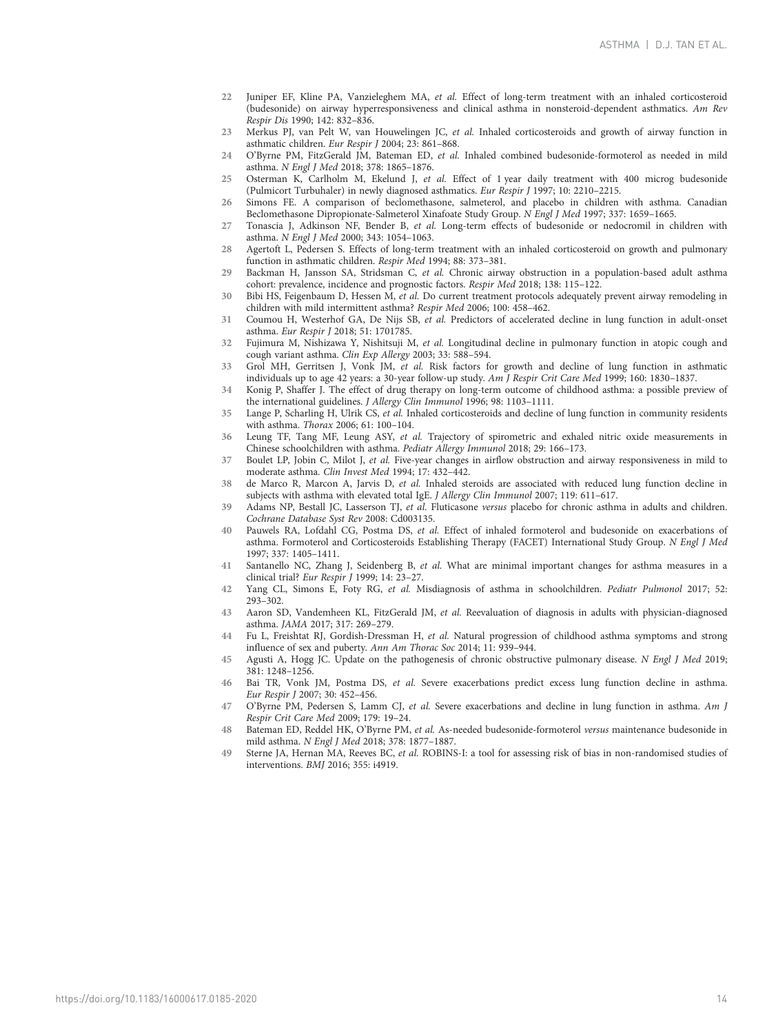22 Juniper EF, Kline PA, Vanzieleghem MA, *et al.* Effect of long-term treatment with an inhaled corticosteroid (budesonide) on airway hyperresponsiveness and clinical asthma in nonsteroid-dependent asthmatics. *Am Rev Respir Dis* 1990; 142: 832–836.

23 Merkus PJ, van Pelt W, van Houwelingen JC, *et al.* Inhaled corticosteroids and growth of airway function in asthmatic children. *Eur Respir J* 2004; 23: 861–868.

24 O'Byrne PM, FitzGerald JM, Bateman ED, *et al.* Inhaled combined budesonide-formoterol as needed in mild asthma. *N Engl J Med* 2018; 378: 1865–1876.

25 Osterman K, Carlholm M, Ekelund J, *et al.* Effect of 1 year daily treatment with 400 microg budesonide (Pulmicort Turbuhaler) in newly diagnosed asthmatics. *Eur Respir J* 1997; 10: 2210–2215.

26 Simons FE. A comparison of beclomethasone, salmeterol, and placebo in children with asthma. Canadian Beclomethasone Dipropionate-Salmeterol Xinafoate Study Group. *N Engl J Med* 1997; 337: 1659–1665.

27 Tonascia J, Adkinson NF, Bender B, *et al.* Long-term effects of budesonide or nedocromil in children with asthma. *N Engl J Med* 2000; 343: 1054–1063.

28 Agertoft L, Pedersen S. Effects of long-term treatment with an inhaled corticosteroid on growth and pulmonary function in asthmatic children. *Respir Med* 1994; 88: 373–381.

29 Backman H, Jansson SA, Stridsman C, *et al.* Chronic airway obstruction in a population-based adult asthma cohort: prevalence, incidence and prognostic factors. *Respir Med* 2018; 138: 115–122.

30 Bibi HS, Feigenbaum D, Hessen M, *et al.* Do current treatment protocols adequately prevent airway remodeling in children with mild intermittent asthma? *Respir Med* 2006; 100: 458–462.

31 Coumou H, Westerhof GA, De Nijs SB, *et al.* Predictors of accelerated decline in lung function in adult-onset asthma. *Eur Respir J* 2018; 51: 1701785.

32 Fujimura M, Nishizawa Y, Nishitsuji M, *et al.* Longitudinal decline in pulmonary function in atopic cough and cough variant asthma. *Clin Exp Allergy* 2003; 33: 588–594.

33 Grol MH, Gerritsen J, Vonk JM, *et al.* Risk factors for growth and decline of lung function in asthmatic individuals up to age 42 years: a 30-year follow-up study. *Am J Respir Crit Care Med* 1999; 160: 1830–1837.

34 Konig P, Shaffer J. The effect of drug therapy on long-term outcome of childhood asthma: a possible preview of the international guidelines. *J Allergy Clin Immunol* 1996; 98: 1103–1111.

35 Lange P, Scharling H, Ulrik CS, *et al.* Inhaled corticosteroids and decline of lung function in community residents with asthma. *Thorax* 2006; 61: 100–104.

36 Leung TF, Tang MF, Leung ASY, *et al.* Trajectory of spirometric and exhaled nitric oxide measurements in Chinese schoolchildren with asthma. *Pediatr Allergy Immunol* 2018; 29: 166–173.

37 Boulet LP, Jobin C, Milot J, *et al.* Five-year changes in airflow obstruction and airway responsiveness in mild to moderate asthma. *Clin Invest Med* 1994; 17: 432–442.

38 de Marco R, Marcon A, Jarvis D, *et al.* Inhaled steroids are associated with reduced lung function decline in subjects with asthma with elevated total IgE. *J Allergy Clin Immunol* 2007; 119: 611–617.

39 Adams NP, Bestall JC, Lasserson TJ, *et al.* Fluticasone *versus* placebo for chronic asthma in adults and children. *Cochrane Database Syst Rev* 2008: Cd003135.

40 Pauwels RA, Lofdahl CG, Postma DS, *et al.* Effect of inhaled formoterol and budesonide on exacerbations of asthma. Formoterol and Corticosteroids Establishing Therapy (FACET) International Study Group. *N Engl J Med* 1997; 337: 1405–1411.

41 Santanello NC, Zhang J, Seidenberg B, *et al.* What are minimal important changes for asthma measures in a clinical trial? *Eur Respir J* 1999; 14: 23–27.

42 Yang CL, Simons E, Foty RG, *et al.* Misdiagnosis of asthma in schoolchildren. *Pediatr Pulmonol* 2017; 52: 293–302.

43 Aaron SD, Vandemheen KL, FitzGerald JM, *et al.* Reevaluation of diagnosis in adults with physician-diagnosed asthma. *JAMA* 2017; 317: 269–279.

44 Fu L, Freishtat RJ, Gordish-Dressman H, *et al.* Natural progression of childhood asthma symptoms and strong influence of sex and puberty. *Ann Am Thorac Soc* 2014; 11: 939–944.

45 Agusti A, Hogg JC. Update on the pathogenesis of chronic obstructive pulmonary disease. *N Engl J Med* 2019; 381: 1248–1256.

46 Bai TR, Vonk JM, Postma DS, *et al.* Severe exacerbations predict excess lung function decline in asthma. *Eur Respir J* 2007; 30: 452–456.

47 O'Byrne PM, Pedersen S, Lamm CJ, *et al.* Severe exacerbations and decline in lung function in asthma. *Am J Respir Crit Care Med* 2009; 179: 19–24.

48 Bateman ED, Reddel HK, O'Byrne PM, *et al.* As-needed budesonide-formoterol *versus* maintenance budesonide in mild asthma. *N Engl J Med* 2018; 378: 1877–1887.

49 Sterne JA, Hernan MA, Reeves BC, *et al.* ROBINS-I: a tool for assessing risk of bias in non-randomised studies of interventions. *BMJ* 2016; 355: i4919.